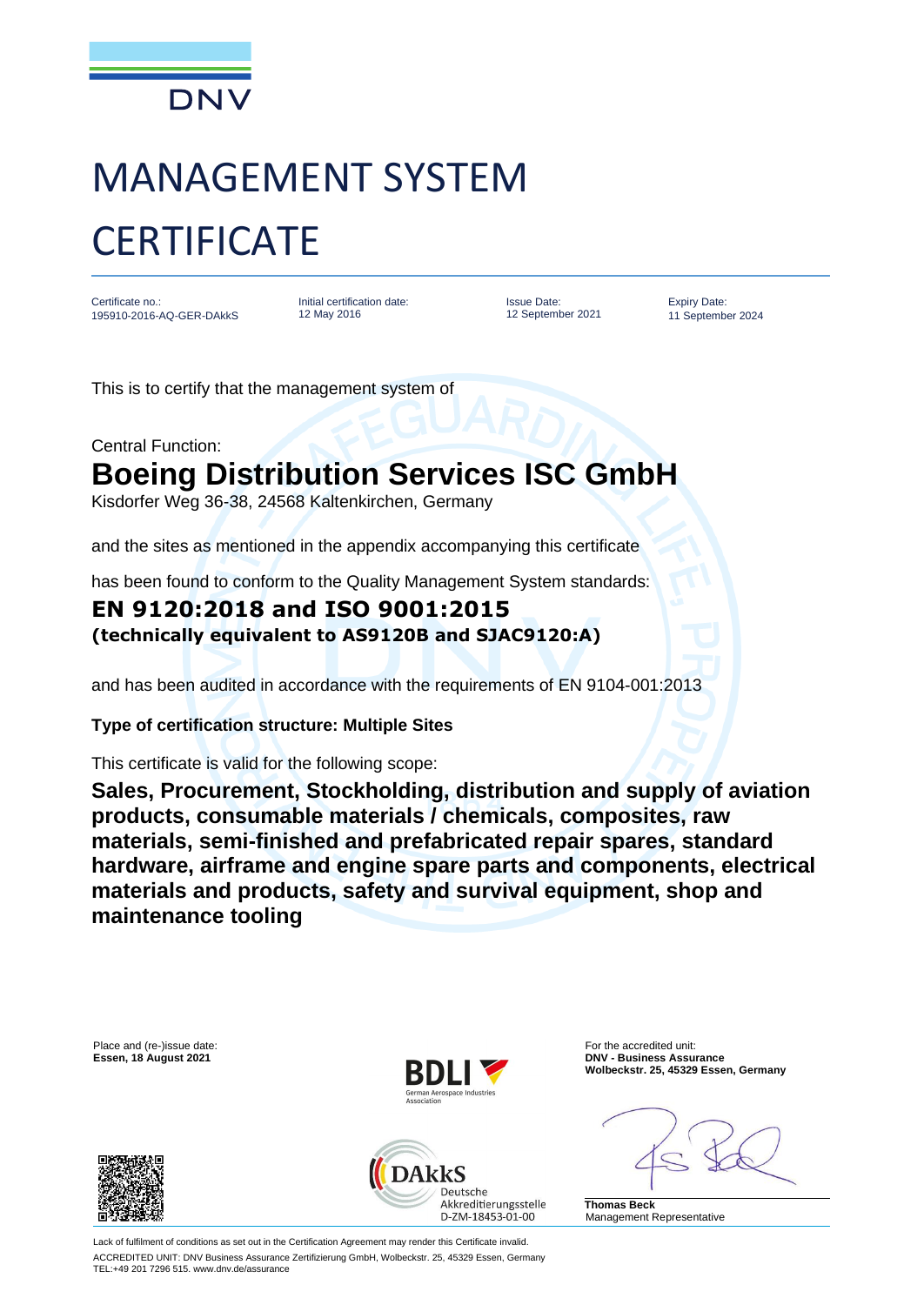DNV

# MANAGEMENT SYSTEM CERTIFICATE

| Certificate no.: | Initial certification date: | Issue Date: | Expiry Date: |
| --- | --- | --- | --- |
| 195910-2016-AQ-GER-DAkkS | 12 May 2016 | 12 September 2021 | 11 September 2024 |

This is to certify that the management system of

Central Function:

## Boeing Distribution Services ISC GmbH

Kisdorfer Weg 36-38, 24568 Kaltenkirchen, Germany

and the sites as mentioned in the appendix accompanying this certificate

has been found to conform to the Quality Management System standards:

**EN 9120:2018 and ISO 9001:2015**
**(technically equivalent to AS9120B and SJAC9120:A)**

and has been audited in accordance with the requirements of EN 9104-001:2013

**Type of certification structure: Multiple Sites**

This certificate is valid for the following scope:

**Sales, Procurement, Stockholding, distribution and supply of aviation products, consumable materials / chemicals, composites, raw materials, semi-finished and prefabricated repair spares, standard hardware, airframe and engine spare parts and components, electrical materials and products, safety and survival equipment, shop and maintenance tooling**

Place and (re-)issue date:
**Essen, 18 August 2021**

BDLI German Aerospace Industries Association

DAkkS Deutsche Akkreditierungsstelle D-ZM-18453-01-00

For the accredited unit:
**DNV - Business Assurance**
**Wolbeckstr. 25, 45329 Essen, Germany**

**Thomas Beck**
Management Representative

Lack of fulfilment of conditions as set out in the Certification Agreement may render this Certificate invalid.
ACCREDITED UNIT: DNV Business Assurance Zertifizierung GmbH, Wolbeckstr. 25, 45329 Essen, Germany
TEL:+49 201 7296 515. www.dnv.de/assurance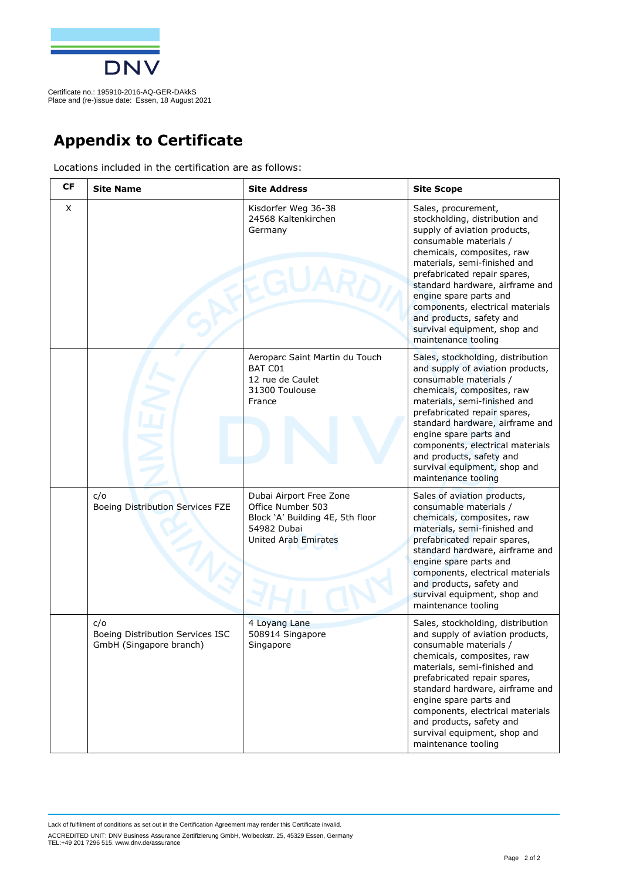Certificate no.: 195910-2016-AQ-GER-DAkkS
Place and (re-)issue date: Essen, 18 August 2021

# Appendix to Certificate

Locations included in the certification are as follows:

| CF | Site Name | Site Address | Site Scope |
|---|---|---|---|
| X | | Kisdorfer Weg 36-38<br>24568 Kaltenkirchen<br>Germany | Sales, procurement, stockholding, distribution and supply of aviation products, consumable materials / chemicals, composites, raw materials, semi-finished and prefabricated repair spares, standard hardware, airframe and engine spare parts and components, electrical materials and products, safety and survival equipment, shop and maintenance tooling |
| | | Aeroparc Saint Martin du Touch<br>BAT C01<br>12 rue de Caulet<br>31300 Toulouse<br>France | Sales, stockholding, distribution and supply of aviation products, consumable materials / chemicals, composites, raw materials, semi-finished and prefabricated repair spares, standard hardware, airframe and engine spare parts and components, electrical materials and products, safety and survival equipment, shop and maintenance tooling |
| | c/o<br>Boeing Distribution Services FZE | Dubai Airport Free Zone<br>Office Number 503<br>Block 'A' Building 4E, 5th floor<br>54982 Dubai<br>United Arab Emirates | Sales of aviation products, consumable materials / chemicals, composites, raw materials, semi-finished and prefabricated repair spares, standard hardware, airframe and engine spare parts and components, electrical materials and products, safety and survival equipment, shop and maintenance tooling |
| | c/o<br>Boeing Distribution Services ISC GmbH (Singapore branch) | 4 Loyang Lane<br>508914 Singapore<br>Singapore | Sales, stockholding, distribution and supply of aviation products, consumable materials / chemicals, composites, raw materials, semi-finished and prefabricated repair spares, standard hardware, airframe and engine spare parts and components, electrical materials and products, safety and survival equipment, shop and maintenance tooling |

Lack of fulfilment of conditions as set out in the Certification Agreement may render this Certificate invalid.

ACCREDITED UNIT: DNV Business Assurance Zertifizierung GmbH, Wolbeckstr. 25, 45329 Essen, Germany
TEL:+49 201 7296 515. www.dnv.de/assurance